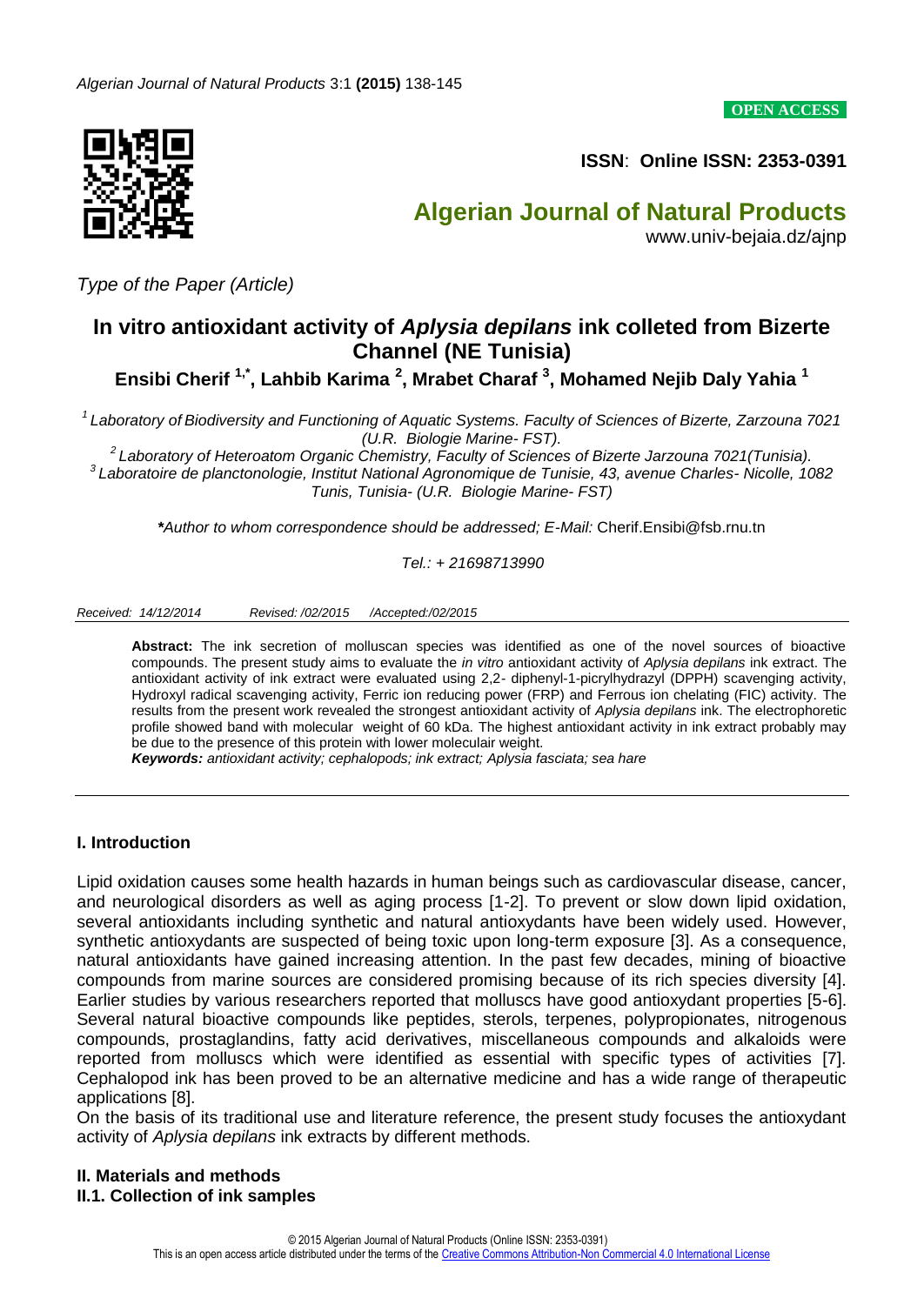**OPEN ACCESS**

**ISSN**: **Online ISSN: 2353-0391**

## Algerian Journal of Natural Products

www.univ-bejaia.dz/ajnp

*Type of the Paper (Article)*

# In vitro antioxidant activity of *Aplysia depilans* ink colleted from Bizerte Channel (NE Tunisia)

**Ensibi Cherif [1,*], Lahbib Karima [2], Mrabet Charaf [3], Mohamed Nejib Daly Yahia [1]**

[1] *Laboratory of Biodiversity and Functioning of Aquatic Systems. Faculty of Sciences of Bizerte, Zarzouna 7021 (U.R. Biologie Marine- FST).*

[2] *Laboratory of Heteroatom Organic Chemistry, Faculty of Sciences of Bizerte Jarzouna 7021(Tunisia).*

[3] *Laboratoire de planctonologie, Institut National Agronomique de Tunisie, 43, avenue Charles- Nicolle, 1082 Tunis, Tunisia- (U.R. Biologie Marine- FST)*

***Author to whom correspondence should be addressed; E-Mail:** Cherif.Ensibi@fsb.rnu.tn

*Tel.: + 21698713990*

*Received: 14/12/2014 Revised: /02/2015 /Accepted:/02/2015*

**Abstract:** The ink secretion of molluscan species was identified as one of the novel sources of bioactive compounds. The present study aims to evaluate the *in vitro* antioxidant activity of *Aplysia depilans* ink extract. The antioxidant activity of ink extract were evaluated using 2,2- diphenyl-1-picrylhydrazyl (DPPH) scavenging activity, Hydroxyl radical scavenging activity, Ferric ion reducing power (FRP) and Ferrous ion chelating (FIC) activity. The results from the present work revealed the strongest antioxidant activity of *Aplysia depilans* ink. The electrophoretic profile showed band with molecular weight of 60 kDa. The highest antioxidant activity in ink extract probably may be due to the presence of this protein with lower moleculair weight.

***Keywords:*** *antioxidant activity; cephalopods; ink extract; Aplysia fasciata; sea hare*

## I. Introduction

Lipid oxidation causes some health hazards in human beings such as cardiovascular disease, cancer, and neurological disorders as well as aging process [1-2]. To prevent or slow down lipid oxidation, several antioxidants including synthetic and natural antioxydants have been widely used. However, synthetic antioxydants are suspected of being toxic upon long-term exposure [3]. As a consequence, natural antioxidants have gained increasing attention. In the past few decades, mining of bioactive compounds from marine sources are considered promising because of its rich species diversity [4]. Earlier studies by various researchers reported that molluscs have good antioxydant properties [5-6]. Several natural bioactive compounds like peptides, sterols, terpenes, polypropionates, nitrogenous compounds, prostaglandins, fatty acid derivatives, miscellaneous compounds and alkaloids were reported from molluscs which were identified as essential with specific types of activities [7]. Cephalopod ink has been proved to be an alternative medicine and has a wide range of therapeutic applications [8].

On the basis of its traditional use and literature reference, the present study focuses the antioxydant activity of *Aplysia depilans* ink extracts by different methods.

## II. Materials and methods

### II.1. Collection of ink samples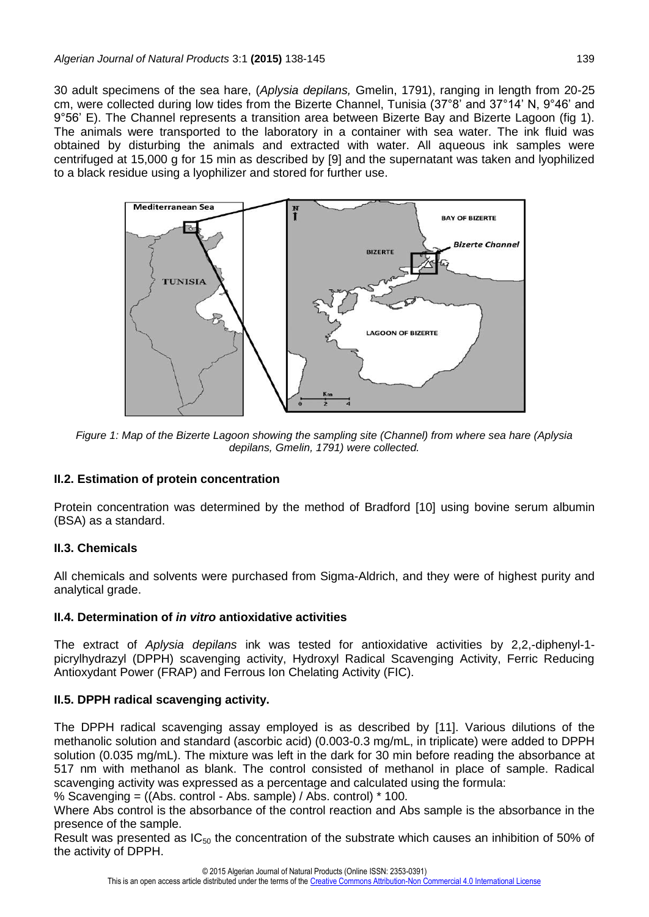30 adult specimens of the sea hare, (*Aplysia depilans,* Gmelin, 1791), ranging in length from 20-25 cm, were collected during low tides from the Bizerte Channel, Tunisia (37°8' and 37°14' N, 9°46' and 9°56' E). The Channel represents a transition area between Bizerte Bay and Bizerte Lagoon (fig 1). The animals were transported to the laboratory in a container with sea water. The ink fluid was obtained by disturbing the animals and extracted with water. All aqueous ink samples were centrifuged at 15,000 g for 15 min as described by [9] and the supernatant was taken and lyophilized to a black residue using a lyophilizer and stored for further use.

*Figure 1: Map of the Bizerte Lagoon showing the sampling site (Channel) from where sea hare (Aplysia depilans, Gmelin, 1791) were collected.*

### II.2. Estimation of protein concentration

Protein concentration was determined by the method of Bradford [10] using bovine serum albumin (BSA) as a standard.

### II.3. Chemicals

All chemicals and solvents were purchased from Sigma-Aldrich, and they were of highest purity and analytical grade.

### II.4. Determination of *in vitro* antioxidative activities

The extract of *Aplysia depilans* ink was tested for antioxidative activities by 2,2,-diphenyl-1-picrylhydrazyl (DPPH) scavenging activity, Hydroxyl Radical Scavenging Activity, Ferric Reducing Antioxydant Power (FRAP) and Ferrous Ion Chelating Activity (FIC).

### II.5. DPPH radical scavenging activity.

The DPPH radical scavenging assay employed is as described by [11]. Various dilutions of the methanolic solution and standard (ascorbic acid) (0.003-0.3 mg/mL, in triplicate) were added to DPPH solution (0.035 mg/mL). The mixture was left in the dark for 30 min before reading the absorbance at 517 nm with methanol as blank. The control consisted of methanol in place of sample. Radical scavenging activity was expressed as a percentage and calculated using the formula:

% Scavenging = ((Abs. control - Abs. sample) / Abs. control) * 100.

Where Abs control is the absorbance of the control reaction and Abs sample is the absorbance in the presence of the sample.

Result was presented as $IC_{50}$ the concentration of the substrate which causes an inhibition of 50% of the activity of DPPH.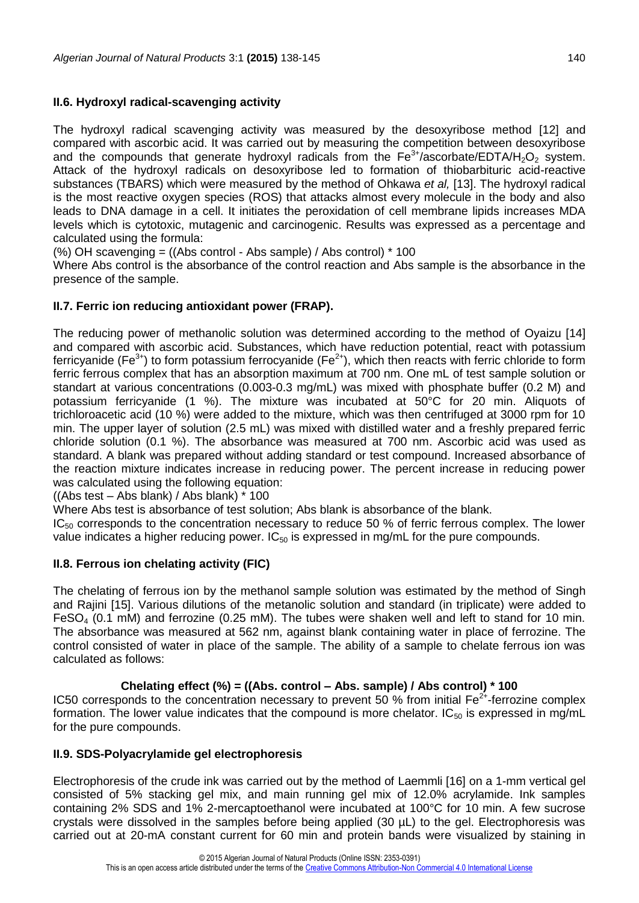### II.6. Hydroxyl radical-scavenging activity

The hydroxyl radical scavenging activity was measured by the desoxyribose method [12] and compared with ascorbic acid. It was carried out by measuring the competition between desoxyribose and the compounds that generate hydroxyl radicals from the $Fe^{3+}$/ascorbate/EDTA/$H_2O_2$ system. Attack of the hydroxyl radicals on desoxyribose led to formation of thiobarbituric acid-reactive substances (TBARS) which were measured by the method of Ohkawa *et al,* [13]. The hydroxyl radical is the most reactive oxygen species (ROS) that attacks almost every molecule in the body and also leads to DNA damage in a cell. It initiates the peroxidation of cell membrane lipids increases MDA levels which is cytotoxic, mutagenic and carcinogenic. Results was expressed as a percentage and calculated using the formula:

(%) OH scavenging = ((Abs control - Abs sample) / Abs control) * 100

Where Abs control is the absorbance of the control reaction and Abs sample is the absorbance in the presence of the sample.

### II.7. Ferric ion reducing antioxidant power (FRAP).

The reducing power of methanolic solution was determined according to the method of Oyaizu [14] and compared with ascorbic acid. Substances, which have reduction potential, react with potassium ferricyanide ($Fe^{3+}$) to form potassium ferrocyanide ($Fe^{2+}$), which then reacts with ferric chloride to form ferric ferrous complex that has an absorption maximum at 700 nm. One mL of test sample solution or standart at various concentrations (0.003-0.3 mg/mL) was mixed with phosphate buffer (0.2 M) and potassium ferricyanide (1 %). The mixture was incubated at 50°C for 20 min. Aliquots of trichloroacetic acid (10 %) were added to the mixture, which was then centrifuged at 3000 rpm for 10 min. The upper layer of solution (2.5 mL) was mixed with distilled water and a freshly prepared ferric chloride solution (0.1 %). The absorbance was measured at 700 nm. Ascorbic acid was used as standard. A blank was prepared without adding standard or test compound. Increased absorbance of the reaction mixture indicates increase in reducing power. The percent increase in reducing power was calculated using the following equation:

((Abs test – Abs blank) / Abs blank) * 100

Where Abs test is absorbance of test solution; Abs blank is absorbance of the blank.

$IC_{50}$ corresponds to the concentration necessary to reduce 50 % of ferric ferrous complex. The lower value indicates a higher reducing power. $IC_{50}$ is expressed in mg/mL for the pure compounds.

### II.8. Ferrous ion chelating activity (FIC)

The chelating of ferrous ion by the methanol sample solution was estimated by the method of Singh and Rajini [15]. Various dilutions of the metanolic solution and standard (in triplicate) were added to $FeSO_4$ (0.1 mM) and ferrozine (0.25 mM). The tubes were shaken well and left to stand for 10 min. The absorbance was measured at 562 nm, against blank containing water in place of ferrozine. The control consisted of water in place of the sample. The ability of a sample to chelate ferrous ion was calculated as follows:

**Chelating effect (%) = ((Abs. control – Abs. sample) / Abs control) * 100**

IC50 corresponds to the concentration necessary to prevent 50 % from initial $Fe^{2+}$-ferrozine complex formation. The lower value indicates that the compound is more chelator. $IC_{50}$ is expressed in mg/mL for the pure compounds.

### II.9. SDS-Polyacrylamide gel electrophoresis

Electrophoresis of the crude ink was carried out by the method of Laemmli [16] on a 1-mm vertical gel consisted of 5% stacking gel mix, and main running gel mix of 12.0% acrylamide. Ink samples containing 2% SDS and 1% 2-mercaptoethanol were incubated at 100°C for 10 min. A few sucrose crystals were dissolved in the samples before being applied (30 µL) to the gel. Electrophoresis was carried out at 20-mA constant current for 60 min and protein bands were visualized by staining in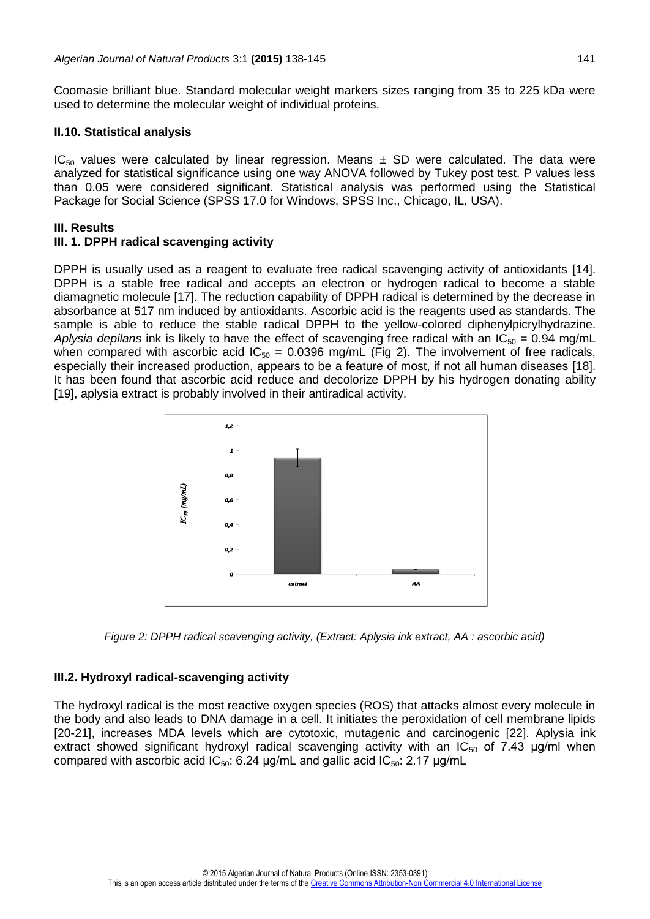Coomasie brilliant blue. Standard molecular weight markers sizes ranging from 35 to 225 kDa were used to determine the molecular weight of individual proteins.

### II.10. Statistical analysis

$IC_{50}$ values were calculated by linear regression. Means ± SD were calculated. The data were analyzed for statistical significance using one way ANOVA followed by Tukey post test. P values less than 0.05 were considered significant. Statistical analysis was performed using the Statistical Package for Social Science (SPSS 17.0 for Windows, SPSS Inc., Chicago, IL, USA).

## III. Results

### III. 1. DPPH radical scavenging activity

DPPH is usually used as a reagent to evaluate free radical scavenging activity of antioxidants [14]. DPPH is a stable free radical and accepts an electron or hydrogen radical to become a stable diamagnetic molecule [17]. The reduction capability of DPPH radical is determined by the decrease in absorbance at 517 nm induced by antioxidants. Ascorbic acid is the reagents used as standards. The sample is able to reduce the stable radical DPPH to the yellow-colored diphenylpicrylhydrazine. *Aplysia depilans* ink is likely to have the effect of scavenging free radical with an $IC_{50}$ = 0.94 mg/mL when compared with ascorbic acid $IC_{50}$ = 0.0396 mg/mL (Fig 2). The involvement of free radicals, especially their increased production, appears to be a feature of most, if not all human diseases [18]. It has been found that ascorbic acid reduce and decolorize DPPH by his hydrogen donating ability [19], aplysia extract is probably involved in their antiradical activity.

*Figure 2: DPPH radical scavenging activity, (Extract: Aplysia ink extract, AA : ascorbic acid)*

### III.2. Hydroxyl radical-scavenging activity

The hydroxyl radical is the most reactive oxygen species (ROS) that attacks almost every molecule in the body and also leads to DNA damage in a cell. It initiates the peroxidation of cell membrane lipids [20-21], increases MDA levels which are cytotoxic, mutagenic and carcinogenic [22]. Aplysia ink extract showed significant hydroxyl radical scavenging activity with an $IC_{50}$ of 7.43 µg/ml when compared with ascorbic acid $IC_{50}$: 6.24 µg/mL and gallic acid $IC_{50}$: 2.17 µg/mL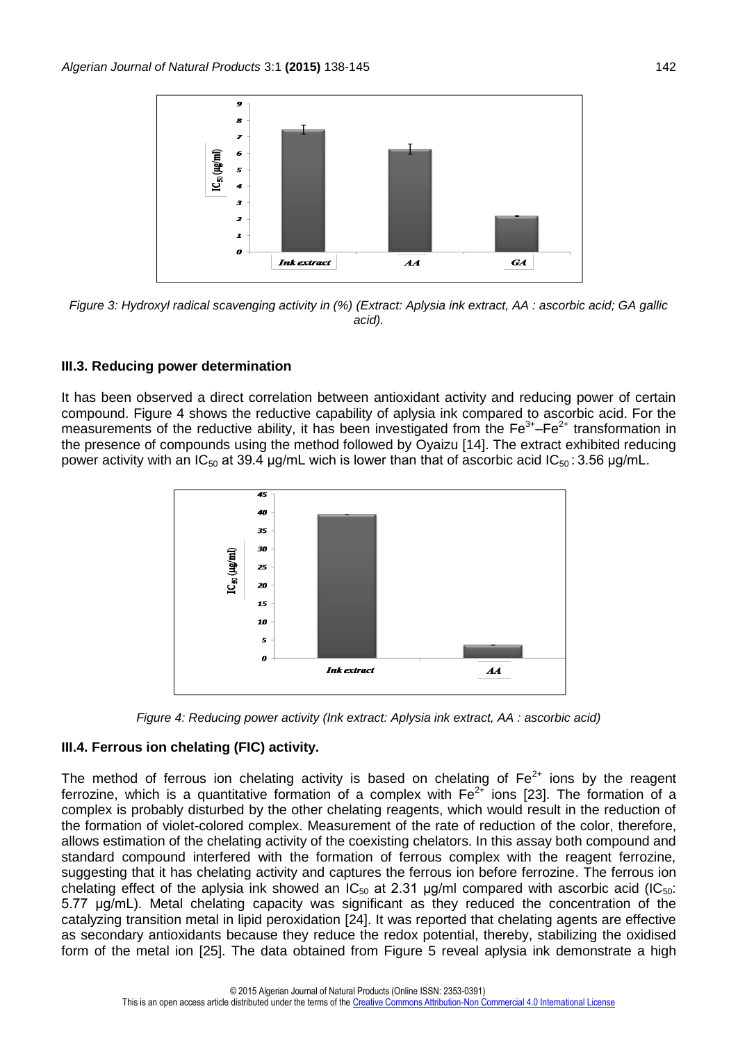Figure 3: Hydroxyl radical scavenging activity in (%) (Extract: Aplysia ink extract, AA : ascorbic acid; GA gallic acid).

### III.3. Reducing power determination

It has been observed a direct correlation between antioxidant activity and reducing power of certain compound. Figure 4 shows the reductive capability of aplysia ink compared to ascorbic acid. For the measurements of the reductive ability, it has been investigated from the $Fe^{3+}$–$Fe^{2+}$ transformation in the presence of compounds using the method followed by Oyaizu [14]. The extract exhibited reducing power activity with an $IC_{50}$ at 39.4 µg/mL wich is lower than that of ascorbic acid $IC_{50}$ : 3.56 µg/mL.

Figure 4: Reducing power activity (Ink extract: Aplysia ink extract, AA : ascorbic acid)

### III.4. Ferrous ion chelating (FIC) activity.

The method of ferrous ion chelating activity is based on chelating of $Fe^{2+}$ ions by the reagent ferrozine, which is a quantitative formation of a complex with $Fe^{2+}$ ions [23]. The formation of a complex is probably disturbed by the other chelating reagents, which would result in the reduction of the formation of violet-colored complex. Measurement of the rate of reduction of the color, therefore, allows estimation of the chelating activity of the coexisting chelators. In this assay both compound and standard compound interfered with the formation of ferrous complex with the reagent ferrozine, suggesting that it has chelating activity and captures the ferrous ion before ferrozine. The ferrous ion chelating effect of the aplysia ink showed an $IC_{50}$ at 2.31 µg/ml compared with ascorbic acid ($IC_{50}$: 5.77 µg/mL). Metal chelating capacity was significant as they reduced the concentration of the catalyzing transition metal in lipid peroxidation [24]. It was reported that chelating agents are effective as secondary antioxidants because they reduce the redox potential, thereby, stabilizing the oxidised form of the metal ion [25]. The data obtained from Figure 5 reveal aplysia ink demonstrate a high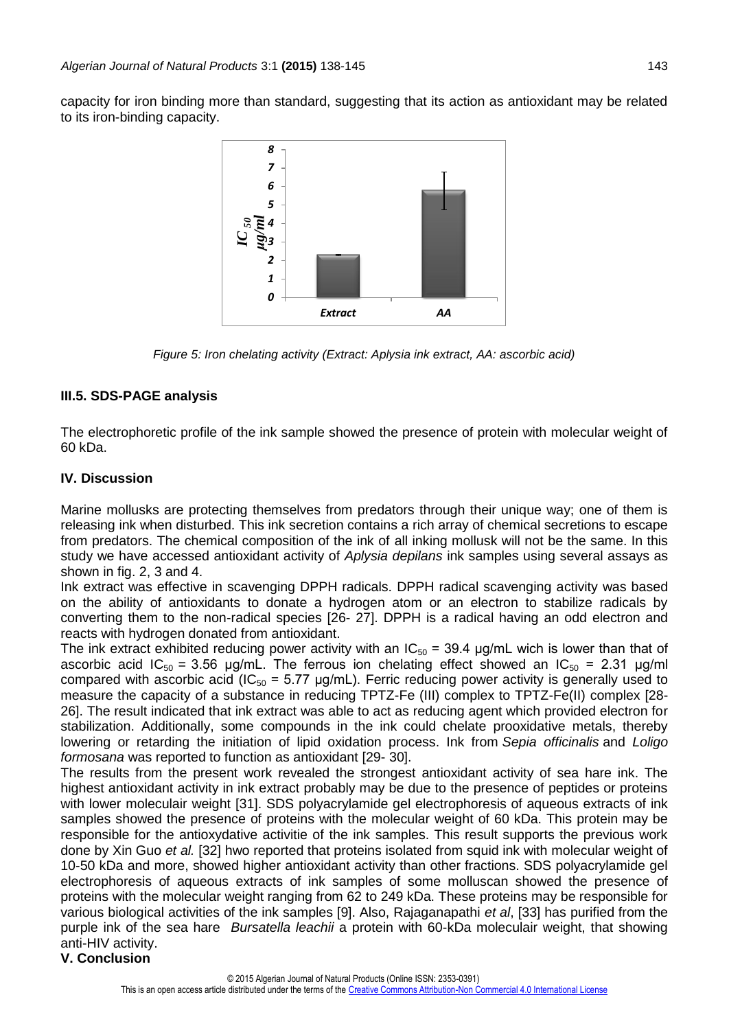capacity for iron binding more than standard, suggesting that its action as antioxidant may be related to its iron-binding capacity.

Figure 5: Iron chelating activity (Extract: Aplysia ink extract, AA: ascorbic acid)

### III.5. SDS-PAGE analysis

The electrophoretic profile of the ink sample showed the presence of protein with molecular weight of 60 kDa.

### IV. Discussion

Marine mollusks are protecting themselves from predators through their unique way; one of them is releasing ink when disturbed. This ink secretion contains a rich array of chemical secretions to escape from predators. The chemical composition of the ink of all inking mollusk will not be the same. In this study we have accessed antioxidant activity of *Aplysia depilans* ink samples using several assays as shown in fig. 2, 3 and 4.

Ink extract was effective in scavenging DPPH radicals. DPPH radical scavenging activity was based on the ability of antioxidants to donate a hydrogen atom or an electron to stabilize radicals by converting them to the non-radical species [26- 27]. DPPH is a radical having an odd electron and reacts with hydrogen donated from antioxidant.

The ink extract exhibited reducing power activity with an $IC_{50}$ = 39.4 µg/mL wich is lower than that of ascorbic acid $IC_{50}$ = 3.56 µg/mL. The ferrous ion chelating effect showed an $IC_{50}$ = 2.31 µg/ml compared with ascorbic acid ($IC_{50}$ = 5.77 µg/mL). Ferric reducing power activity is generally used to measure the capacity of a substance in reducing TPTZ-Fe (III) complex to TPTZ-Fe(II) complex [28-26]. The result indicated that ink extract was able to act as reducing agent which provided electron for stabilization. Additionally, some compounds in the ink could chelate prooxidative metals, thereby lowering or retarding the initiation of lipid oxidation process. Ink from *Sepia officinalis* and *Loligo formosana* was reported to function as antioxidant [29- 30].

The results from the present work revealed the strongest antioxidant activity of sea hare ink. The highest antioxidant activity in ink extract probably may be due to the presence of peptides or proteins with lower moleculair weight [31]. SDS polyacrylamide gel electrophoresis of aqueous extracts of ink samples showed the presence of proteins with the molecular weight of 60 kDa. This protein may be responsible for the antioxydative activitie of the ink samples. This result supports the previous work done by Xin Guo *et al.* [32] hwo reported that proteins isolated from squid ink with molecular weight of 10-50 kDa and more, showed higher antioxidant activity than other fractions. SDS polyacrylamide gel electrophoresis of aqueous extracts of ink samples of some molluscan showed the presence of proteins with the molecular weight ranging from 62 to 249 kDa. These proteins may be responsible for various biological activities of the ink samples [9]. Also, Rajaganapathi *et al*, [33] has purified from the purple ink of the sea hare *Bursatella leachii* a protein with 60-kDa moleculair weight, that showing anti-HIV activity.

### V. Conclusion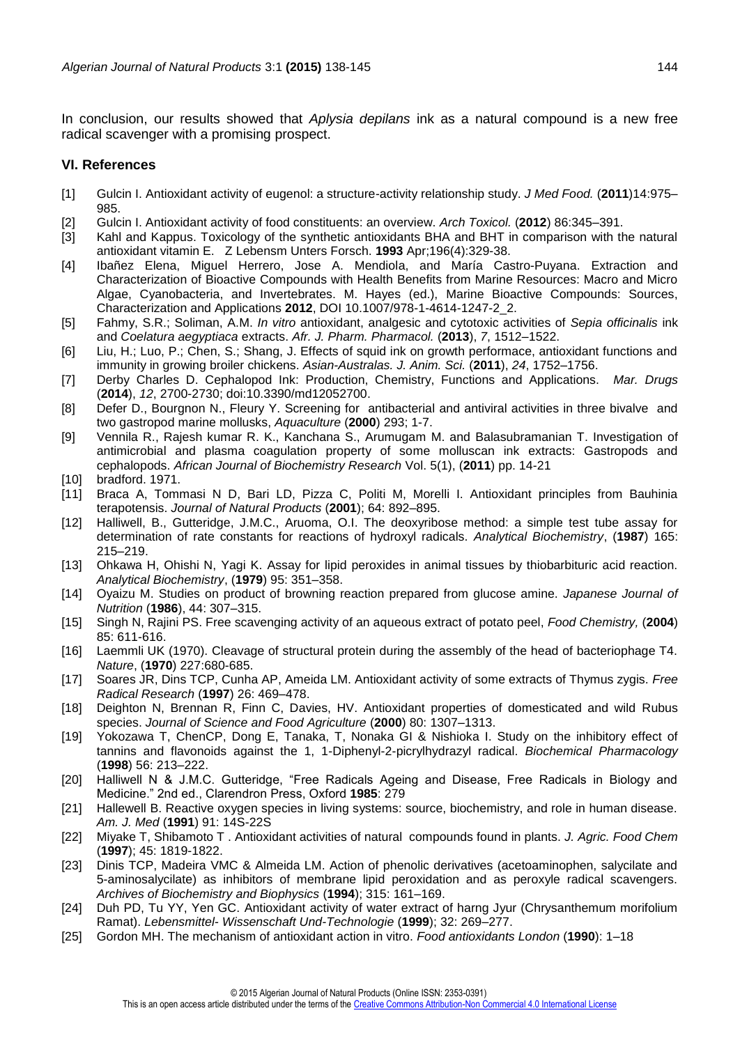In conclusion, our results showed that *Aplysia depilans* ink as a natural compound is a new free radical scavenger with a promising prospect.

## VI. References

[1] Gulcin I. Antioxidant activity of eugenol: a structure-activity relationship study. *J Med Food.* (**2011**)14:975–985.

[2] Gulcin I. Antioxidant activity of food constituents: an overview. *Arch Toxicol.* (**2012**) 86:345–391.

[3] Kahl and Kappus. Toxicology of the synthetic antioxidants BHA and BHT in comparison with the natural antioxidant vitamin E. Z Lebensm Unters Forsch. **1993** Apr;196(4):329-38.

[4] Ibañez Elena, Miguel Herrero, Jose A. Mendiola, and María Castro-Puyana. Extraction and Characterization of Bioactive Compounds with Health Benefits from Marine Resources: Macro and Micro Algae, Cyanobacteria, and Invertebrates. M. Hayes (ed.), Marine Bioactive Compounds: Sources, Characterization and Applications **2012**, DOI 10.1007/978-1-4614-1247-2_2.

[5] Fahmy, S.R.; Soliman, A.M. *In vitro* antioxidant, analgesic and cytotoxic activities of *Sepia officinalis* ink and *Coelatura aegyptiaca* extracts. *Afr. J. Pharm. Pharmacol.* (**2013**), *7*, 1512–1522.

[6] Liu, H.; Luo, P.; Chen, S.; Shang, J. Effects of squid ink on growth performace, antioxidant functions and immunity in growing broiler chickens. *Asian-Australas. J. Anim. Sci.* (**2011**), *24*, 1752–1756.

[7] Derby Charles D. Cephalopod Ink: Production, Chemistry, Functions and Applications. *Mar. Drugs* (**2014**), *12*, 2700-2730; doi:10.3390/md12052700.

[8] Defer D., Bourgnon N., Fleury Y. Screening for antibacterial and antiviral activities in three bivalve and two gastropod marine mollusks, *Aquaculture* (**2000**) 293; 1-7.

[9] Vennila R., Rajesh kumar R. K., Kanchana S., Arumugam M. and Balasubramanian T. Investigation of antimicrobial and plasma coagulation property of some molluscan ink extracts: Gastropods and cephalopods. *African Journal of Biochemistry Research* Vol. 5(1), (**2011**) pp. 14-21

[10] bradford. 1971.

[11] Braca A, Tommasi N D, Bari LD, Pizza C, Politi M, Morelli I. Antioxidant principles from Bauhinia terapotensis. *Journal of Natural Products* (**2001**); 64: 892–895.

[12] Halliwell, B., Gutteridge, J.M.C., Aruoma, O.I. The deoxyribose method: a simple test tube assay for determination of rate constants for reactions of hydroxyl radicals. *Analytical Biochemistry*, (**1987**) 165: 215–219.

[13] Ohkawa H, Ohishi N, Yagi K. Assay for lipid peroxides in animal tissues by thiobarbituric acid reaction. *Analytical Biochemistry*, (**1979**) 95: 351–358.

[14] Oyaizu M. Studies on product of browning reaction prepared from glucose amine. *Japanese Journal of Nutrition* (**1986**), 44: 307–315.

[15] Singh N, Rajini PS. Free scavenging activity of an aqueous extract of potato peel, *Food Chemistry,* (**2004**) 85: 611-616.

[16] Laemmli UK (1970). Cleavage of structural protein during the assembly of the head of bacteriophage T4. *Nature*, (**1970**) 227:680-685.

[17] Soares JR, Dins TCP, Cunha AP, Ameida LM. Antioxidant activity of some extracts of Thymus zygis. *Free Radical Research* (**1997**) 26: 469–478.

[18] Deighton N, Brennan R, Finn C, Davies, HV. Antioxidant properties of domesticated and wild Rubus species. *Journal of Science and Food Agriculture* (**2000**) 80: 1307–1313.

[19] Yokozawa T, ChenCP, Dong E, Tanaka, T, Nonaka GI & Nishioka I. Study on the inhibitory effect of tannins and flavonoids against the 1, 1-Diphenyl-2-picrylhydrazyl radical. *Biochemical Pharmacology* (**1998**) 56: 213–222.

[20] Halliwell N & J.M.C. Gutteridge, "Free Radicals Ageing and Disease, Free Radicals in Biology and Medicine." 2nd ed., Clarendron Press, Oxford **1985**: 279

[21] Hallewell B. Reactive oxygen species in living systems: source, biochemistry, and role in human disease. *Am. J. Med* (**1991**) 91: 14S-22S

[22] Miyake T, Shibamoto T . Antioxidant activities of natural compounds found in plants. *J. Agric. Food Chem* (**1997**); 45: 1819-1822.

[23] Dinis TCP, Madeira VMC & Almeida LM. Action of phenolic derivatives (acetoaminophen, salycilate and 5-aminosalycilate) as inhibitors of membrane lipid peroxidation and as peroxyle radical scavengers. *Archives of Biochemistry and Biophysics* (**1994**); 315: 161–169.

[24] Duh PD, Tu YY, Yen GC. Antioxidant activity of water extract of harng Jyur (Chrysanthemum morifolium Ramat). *Lebensmittel- Wissenschaft Und-Technologie* (**1999**); 32: 269–277.

[25] Gordon MH. The mechanism of antioxidant action in vitro. *Food antioxidants London* (**1990**): 1–18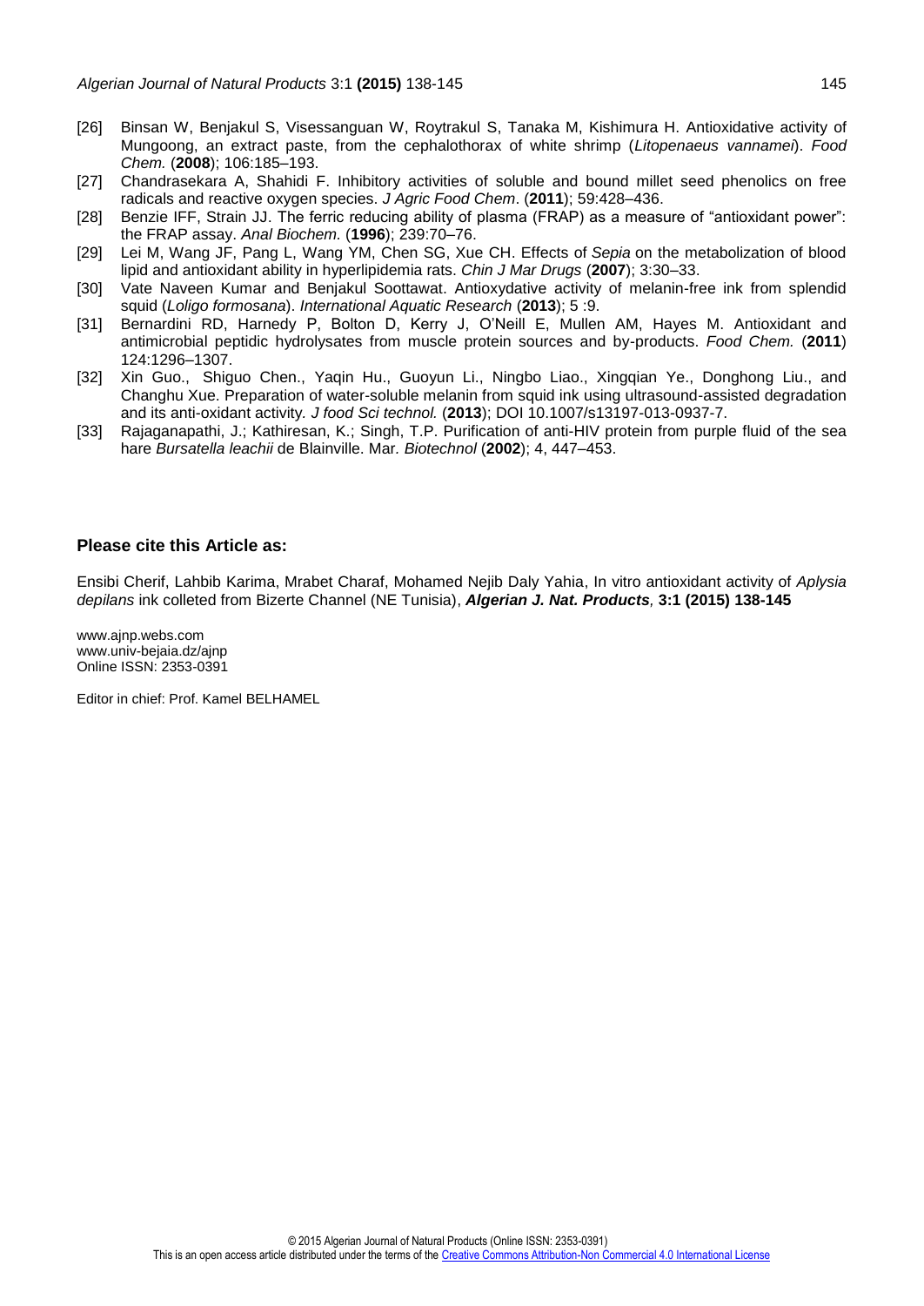[26] Binsan W, Benjakul S, Visessanguan W, Roytrakul S, Tanaka M, Kishimura H. Antioxidative activity of Mungoong, an extract paste, from the cephalothorax of white shrimp (*Litopenaeus vannamei*). *Food Chem.* (**2008**); 106:185–193.

[27] Chandrasekara A, Shahidi F. Inhibitory activities of soluble and bound millet seed phenolics on free radicals and reactive oxygen species. *J Agric Food Chem*. (**2011**); 59:428–436.

[28] Benzie IFF, Strain JJ. The ferric reducing ability of plasma (FRAP) as a measure of "antioxidant power": the FRAP assay. *Anal Biochem.* (**1996**); 239:70–76.

[29] Lei M, Wang JF, Pang L, Wang YM, Chen SG, Xue CH. Effects of *Sepia* on the metabolization of blood lipid and antioxidant ability in hyperlipidemia rats. *Chin J Mar Drugs* (**2007**); 3:30–33.

[30] Vate Naveen Kumar and Benjakul Soottawat. Antioxydative activity of melanin-free ink from splendid squid (*Loligo formosana*). *International Aquatic Research* (**2013**); 5 :9.

[31] Bernardini RD, Harnedy P, Bolton D, Kerry J, O'Neill E, Mullen AM, Hayes M. Antioxidant and antimicrobial peptidic hydrolysates from muscle protein sources and by-products. *Food Chem.* (**2011**) 124:1296–1307.

[32] Xin Guo., Shiguo Chen., Yaqin Hu., Guoyun Li., Ningbo Liao., Xingqian Ye., Donghong Liu., and Changhu Xue. Preparation of water-soluble melanin from squid ink using ultrasound-assisted degradation and its anti-oxidant activity. *J food Sci technol.* (**2013**); DOI 10.1007/s13197-013-0937-7.

[33] Rajaganapathi, J.; Kathiresan, K.; Singh, T.P. Purification of anti-HIV protein from purple fluid of the sea hare *Bursatella leachii* de Blainville. Mar. *Biotechnol* (**2002**); 4, 447–453.

### Please cite this Article as:

Ensibi Cherif, Lahbib Karima, Mrabet Charaf, Mohamed Nejib Daly Yahia, In vitro antioxidant activity of *Aplysia depilans* ink colleted from Bizerte Channel (NE Tunisia), ***Algerian J. Nat. Products,*** **3:1 (2015) 138-145**

www.ajnp.webs.com
www.univ-bejaia.dz/ajnp
Online ISSN: 2353-0391

Editor in chief: Prof. Kamel BELHAMEL

© 2015 Algerian Journal of Natural Products (Online ISSN: 2353-0391)
This is an open access article distributed under the terms of the Creative Commons Attribution-Non Commercial 4.0 International License